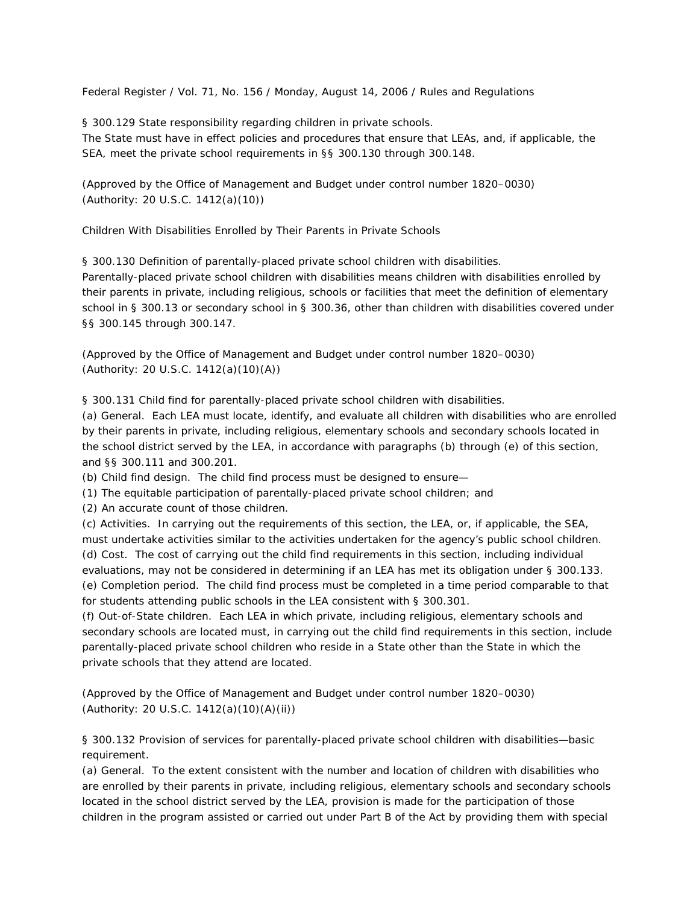§ 300.129 State responsibility regarding children in private schools.
The State must have in effect policies and procedures that ensure that LEAs, and, if applicable, the SEA, meet the private school requirements in §§ 300.130 through 300.148.

(Approved by the Office of Management and Budget under control number 1820–0030)
(Authority: 20 U.S.C. 1412(a)(10))

Children With Disabilities Enrolled by Their Parents in Private Schools

§ 300.130 Definition of parentally-placed private school children with disabilities.
Parentally-placed private school children with disabilities means children with disabilities enrolled by their parents in private, including religious, schools or facilities that meet the definition of elementary school in § 300.13 or secondary school in § 300.36, other than children with disabilities covered under §§ 300.145 through 300.147.

(Approved by the Office of Management and Budget under control number 1820–0030)
(Authority: 20 U.S.C. 1412(a)(10)(A))

§ 300.131 Child find for parentally-placed private school children with disabilities.
(a) General. Each LEA must locate, identify, and evaluate all children with disabilities who are enrolled by their parents in private, including religious, elementary schools and secondary schools located in the school district served by the LEA, in accordance with paragraphs (b) through (e) of this section, and §§ 300.111 and 300.201.
(b) Child find design. The child find process must be designed to ensure—
(1) The equitable participation of parentally-placed private school children; and
(2) An accurate count of those children.
(c) Activities. In carrying out the requirements of this section, the LEA, or, if applicable, the SEA, must undertake activities similar to the activities undertaken for the agency's public school children.
(d) Cost. The cost of carrying out the child find requirements in this section, including individual evaluations, may not be considered in determining if an LEA has met its obligation under § 300.133.
(e) Completion period. The child find process must be completed in a time period comparable to that for students attending public schools in the LEA consistent with § 300.301.
(f) Out-of-State children. Each LEA in which private, including religious, elementary schools and secondary schools are located must, in carrying out the child find requirements in this section, include parentally-placed private school children who reside in a State other than the State in which the private schools that they attend are located.

(Approved by the Office of Management and Budget under control number 1820–0030)
(Authority: 20 U.S.C. 1412(a)(10)(A)(ii))

§ 300.132 Provision of services for parentally-placed private school children with disabilities—basic requirement.
(a) General. To the extent consistent with the number and location of children with disabilities who are enrolled by their parents in private, including religious, elementary schools and secondary schools located in the school district served by the LEA, provision is made for the participation of those children in the program assisted or carried out under Part B of the Act by providing them with special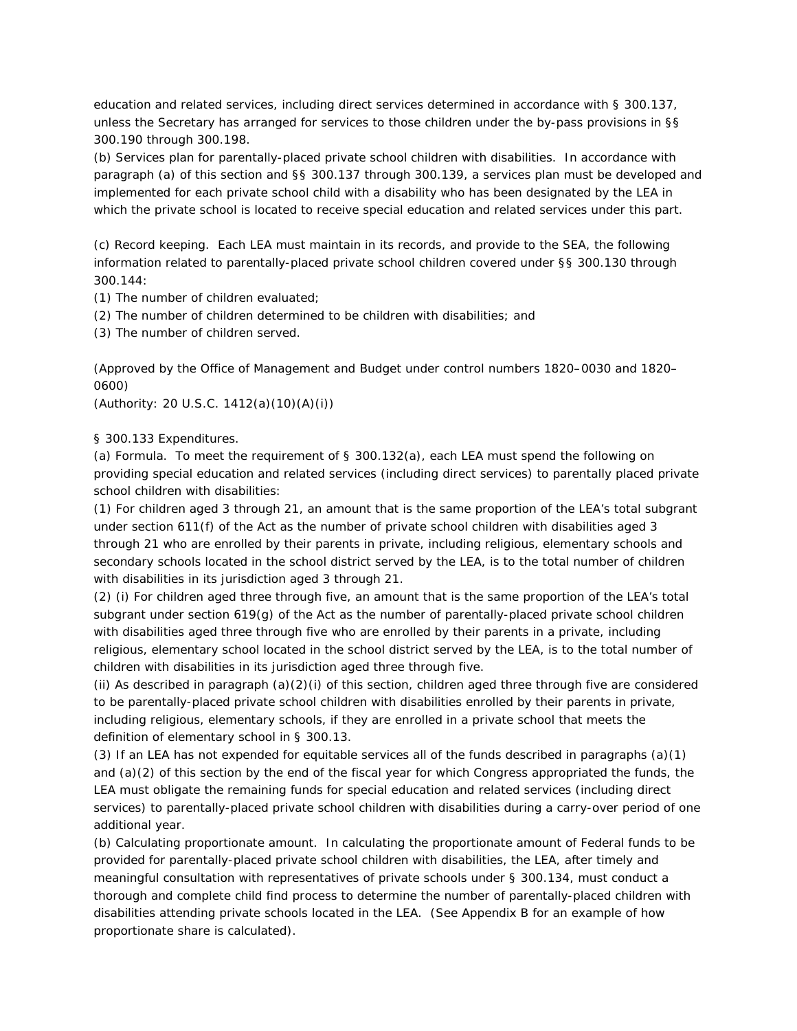education and related services, including direct services determined in accordance with § 300.137, unless the Secretary has arranged for services to those children under the by-pass provisions in §§ 300.190 through 300.198.

(b) Services plan for parentally-placed private school children with disabilities. In accordance with paragraph (a) of this section and §§ 300.137 through 300.139, a services plan must be developed and implemented for each private school child with a disability who has been designated by the LEA in which the private school is located to receive special education and related services under this part.

(c) Record keeping. Each LEA must maintain in its records, and provide to the SEA, the following information related to parentally-placed private school children covered under §§ 300.130 through 300.144:

(1) The number of children evaluated;

(2) The number of children determined to be children with disabilities; and

(3) The number of children served.

(Approved by the Office of Management and Budget under control numbers 1820–0030 and 1820–0600)

(Authority: 20 U.S.C. 1412(a)(10)(A)(i))

§ 300.133 Expenditures.

(a) Formula. To meet the requirement of § 300.132(a), each LEA must spend the following on providing special education and related services (including direct services) to parentally placed private school children with disabilities:

(1) For children aged 3 through 21, an amount that is the same proportion of the LEA's total subgrant under section 611(f) of the Act as the number of private school children with disabilities aged 3 through 21 who are enrolled by their parents in private, including religious, elementary schools and secondary schools located in the school district served by the LEA, is to the total number of children with disabilities in its jurisdiction aged 3 through 21.

(2) (i) For children aged three through five, an amount that is the same proportion of the LEA's total subgrant under section 619(g) of the Act as the number of parentally-placed private school children with disabilities aged three through five who are enrolled by their parents in a private, including religious, elementary school located in the school district served by the LEA, is to the total number of children with disabilities in its jurisdiction aged three through five.

(ii) As described in paragraph (a)(2)(i) of this section, children aged three through five are considered to be parentally-placed private school children with disabilities enrolled by their parents in private, including religious, elementary schools, if they are enrolled in a private school that meets the definition of elementary school in § 300.13.

(3) If an LEA has not expended for equitable services all of the funds described in paragraphs (a)(1) and (a)(2) of this section by the end of the fiscal year for which Congress appropriated the funds, the LEA must obligate the remaining funds for special education and related services (including direct services) to parentally-placed private school children with disabilities during a carry-over period of one additional year.

(b) Calculating proportionate amount. In calculating the proportionate amount of Federal funds to be provided for parentally-placed private school children with disabilities, the LEA, after timely and meaningful consultation with representatives of private schools under § 300.134, must conduct a thorough and complete child find process to determine the number of parentally-placed children with disabilities attending private schools located in the LEA. (See Appendix B for an example of how proportionate share is calculated).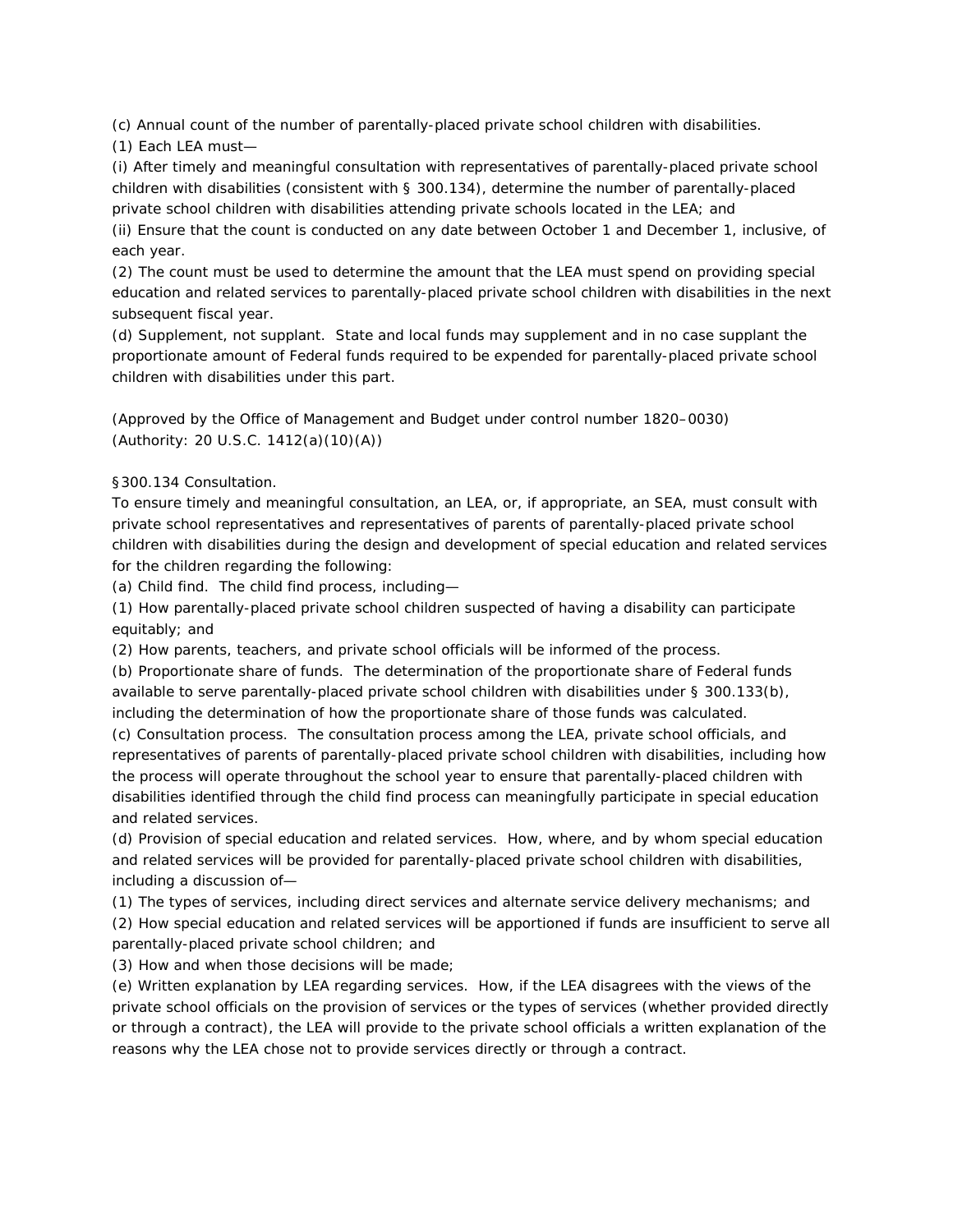(c) Annual count of the number of parentally-placed private school children with disabilities.

(1) Each LEA must—

(i) After timely and meaningful consultation with representatives of parentally-placed private school children with disabilities (consistent with § 300.134), determine the number of parentally-placed private school children with disabilities attending private schools located in the LEA; and

(ii) Ensure that the count is conducted on any date between October 1 and December 1, inclusive, of each year.

(2) The count must be used to determine the amount that the LEA must spend on providing special education and related services to parentally-placed private school children with disabilities in the next subsequent fiscal year.

(d) Supplement, not supplant. State and local funds may supplement and in no case supplant the proportionate amount of Federal funds required to be expended for parentally-placed private school children with disabilities under this part.

(Approved by the Office of Management and Budget under control number 1820–0030)
(Authority: 20 U.S.C. 1412(a)(10)(A))

§300.134 Consultation.

To ensure timely and meaningful consultation, an LEA, or, if appropriate, an SEA, must consult with private school representatives and representatives of parents of parentally-placed private school children with disabilities during the design and development of special education and related services for the children regarding the following:

(a) Child find. The child find process, including—

(1) How parentally-placed private school children suspected of having a disability can participate equitably; and

(2) How parents, teachers, and private school officials will be informed of the process.

(b) Proportionate share of funds. The determination of the proportionate share of Federal funds available to serve parentally-placed private school children with disabilities under § 300.133(b), including the determination of how the proportionate share of those funds was calculated.

(c) Consultation process. The consultation process among the LEA, private school officials, and representatives of parents of parentally-placed private school children with disabilities, including how the process will operate throughout the school year to ensure that parentally-placed children with disabilities identified through the child find process can meaningfully participate in special education and related services.

(d) Provision of special education and related services. How, where, and by whom special education and related services will be provided for parentally-placed private school children with disabilities, including a discussion of—

(1) The types of services, including direct services and alternate service delivery mechanisms; and

(2) How special education and related services will be apportioned if funds are insufficient to serve all parentally-placed private school children; and

(3) How and when those decisions will be made;

(e) Written explanation by LEA regarding services. How, if the LEA disagrees with the views of the private school officials on the provision of services or the types of services (whether provided directly or through a contract), the LEA will provide to the private school officials a written explanation of the reasons why the LEA chose not to provide services directly or through a contract.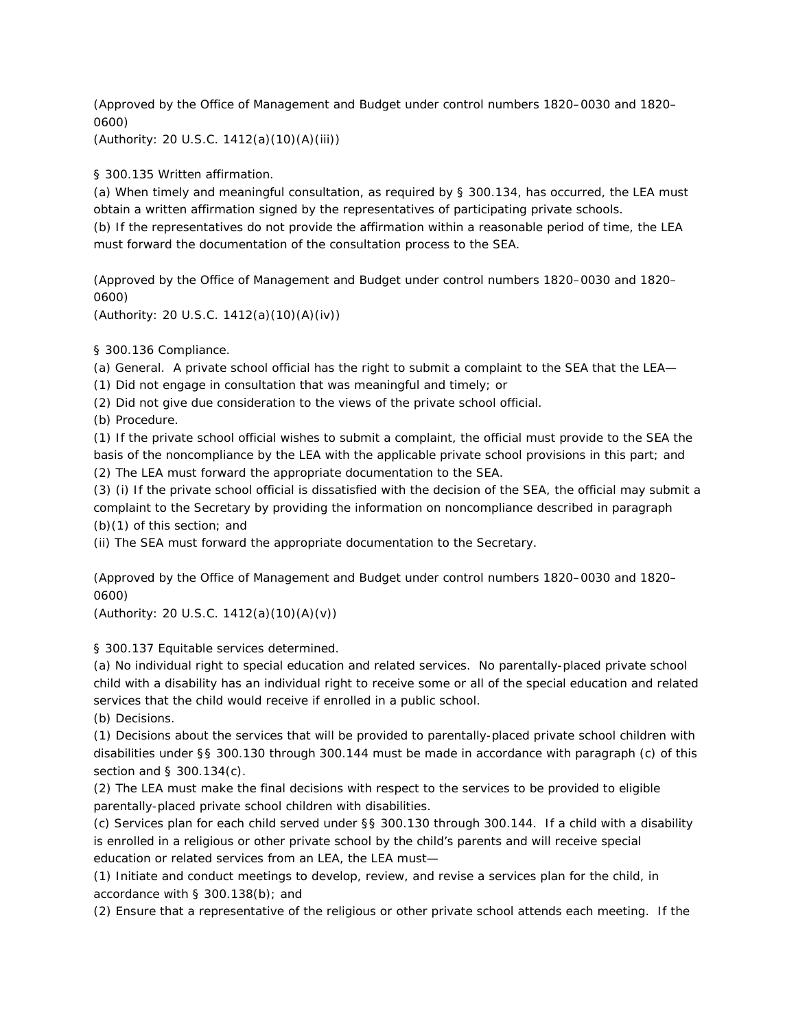(Approved by the Office of Management and Budget under control numbers 1820–0030 and 1820–0600)
(Authority: 20 U.S.C. 1412(a)(10)(A)(iii))

§ 300.135 Written affirmation.
(a) When timely and meaningful consultation, as required by § 300.134, has occurred, the LEA must obtain a written affirmation signed by the representatives of participating private schools.
(b) If the representatives do not provide the affirmation within a reasonable period of time, the LEA must forward the documentation of the consultation process to the SEA.

(Approved by the Office of Management and Budget under control numbers 1820–0030 and 1820–0600)
(Authority: 20 U.S.C. 1412(a)(10)(A)(iv))

§ 300.136 Compliance.
(a) General. A private school official has the right to submit a complaint to the SEA that the LEA—
(1) Did not engage in consultation that was meaningful and timely; or
(2) Did not give due consideration to the views of the private school official.
(b) Procedure.
(1) If the private school official wishes to submit a complaint, the official must provide to the SEA the basis of the noncompliance by the LEA with the applicable private school provisions in this part; and
(2) The LEA must forward the appropriate documentation to the SEA.
(3) (i) If the private school official is dissatisfied with the decision of the SEA, the official may submit a complaint to the Secretary by providing the information on noncompliance described in paragraph (b)(1) of this section; and
(ii) The SEA must forward the appropriate documentation to the Secretary.

(Approved by the Office of Management and Budget under control numbers 1820–0030 and 1820–0600)
(Authority: 20 U.S.C. 1412(a)(10)(A)(v))

§ 300.137 Equitable services determined.
(a) No individual right to special education and related services. No parentally-placed private school child with a disability has an individual right to receive some or all of the special education and related services that the child would receive if enrolled in a public school.
(b) Decisions.
(1) Decisions about the services that will be provided to parentally-placed private school children with disabilities under §§ 300.130 through 300.144 must be made in accordance with paragraph (c) of this section and § 300.134(c).
(2) The LEA must make the final decisions with respect to the services to be provided to eligible parentally-placed private school children with disabilities.
(c) Services plan for each child served under §§ 300.130 through 300.144. If a child with a disability is enrolled in a religious or other private school by the child's parents and will receive special education or related services from an LEA, the LEA must—
(1) Initiate and conduct meetings to develop, review, and revise a services plan for the child, in accordance with § 300.138(b); and
(2) Ensure that a representative of the religious or other private school attends each meeting. If the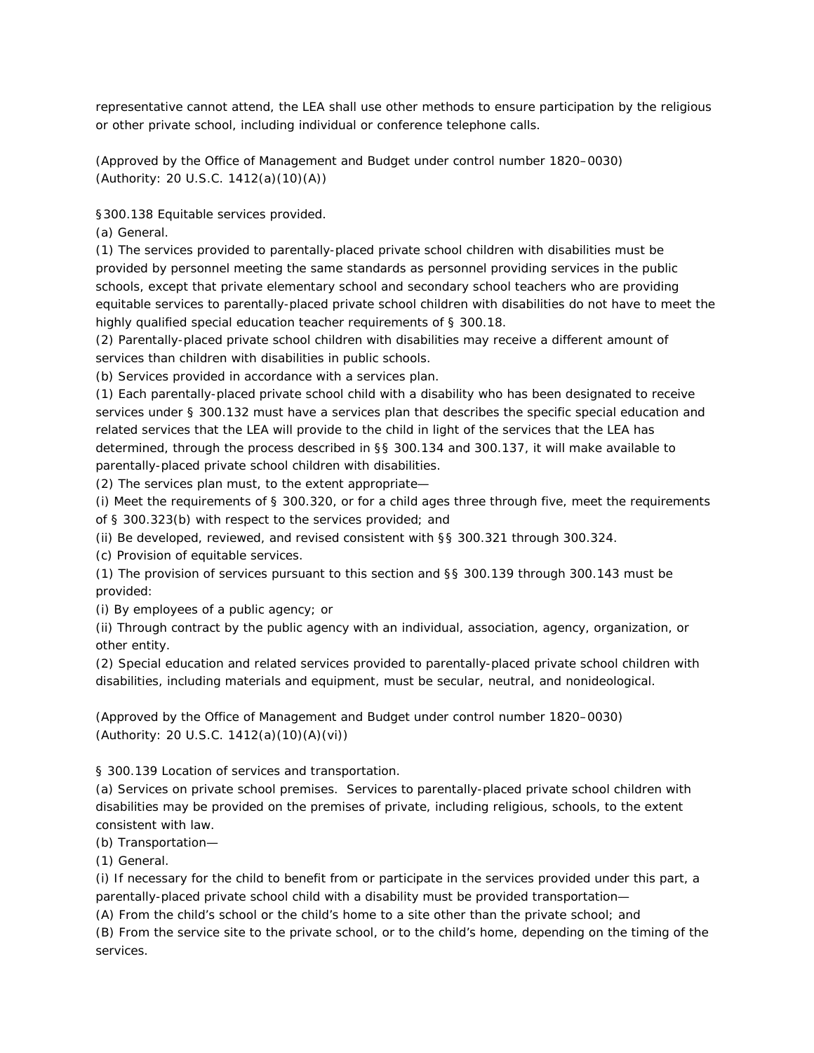representative cannot attend, the LEA shall use other methods to ensure participation by the religious or other private school, including individual or conference telephone calls.

(Approved by the Office of Management and Budget under control number 1820–0030)
(Authority: 20 U.S.C. 1412(a)(10)(A))

§300.138 Equitable services provided.

(a) General.

(1) The services provided to parentally-placed private school children with disabilities must be provided by personnel meeting the same standards as personnel providing services in the public schools, except that private elementary school and secondary school teachers who are providing equitable services to parentally-placed private school children with disabilities do not have to meet the highly qualified special education teacher requirements of § 300.18.

(2) Parentally-placed private school children with disabilities may receive a different amount of services than children with disabilities in public schools.

(b) Services provided in accordance with a services plan.

(1) Each parentally-placed private school child with a disability who has been designated to receive services under § 300.132 must have a services plan that describes the specific special education and related services that the LEA will provide to the child in light of the services that the LEA has determined, through the process described in §§ 300.134 and 300.137, it will make available to parentally-placed private school children with disabilities.

(2) The services plan must, to the extent appropriate—

(i) Meet the requirements of § 300.320, or for a child ages three through five, meet the requirements of § 300.323(b) with respect to the services provided; and

(ii) Be developed, reviewed, and revised consistent with §§ 300.321 through 300.324.

(c) Provision of equitable services.

(1) The provision of services pursuant to this section and §§ 300.139 through 300.143 must be provided:

(i) By employees of a public agency; or

(ii) Through contract by the public agency with an individual, association, agency, organization, or other entity.

(2) Special education and related services provided to parentally-placed private school children with disabilities, including materials and equipment, must be secular, neutral, and nonideological.

(Approved by the Office of Management and Budget under control number 1820–0030)
(Authority: 20 U.S.C. 1412(a)(10)(A)(vi))

§ 300.139 Location of services and transportation.

(a) Services on private school premises. Services to parentally-placed private school children with disabilities may be provided on the premises of private, including religious, schools, to the extent consistent with law.

(b) Transportation—

(1) General.

(i) If necessary for the child to benefit from or participate in the services provided under this part, a parentally-placed private school child with a disability must be provided transportation—

(A) From the child's school or the child's home to a site other than the private school; and

(B) From the service site to the private school, or to the child's home, depending on the timing of the services.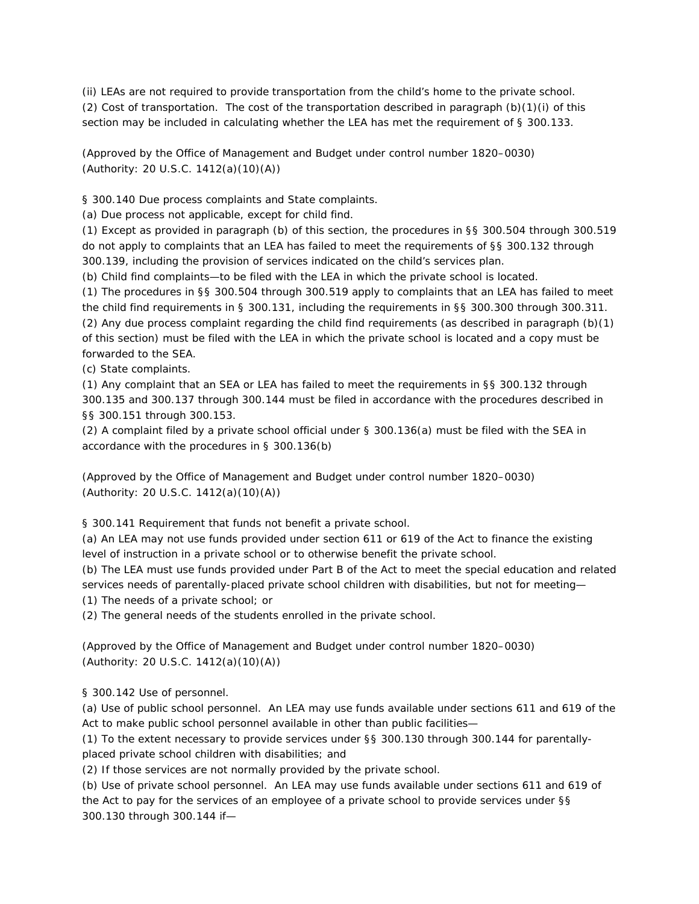(ii) LEAs are not required to provide transportation from the child's home to the private school.
(2) Cost of transportation. The cost of the transportation described in paragraph (b)(1)(i) of this section may be included in calculating whether the LEA has met the requirement of § 300.133.

(Approved by the Office of Management and Budget under control number 1820–0030)
(Authority: 20 U.S.C. 1412(a)(10)(A))

§ 300.140 Due process complaints and State complaints.
(a) Due process not applicable, except for child find.
(1) Except as provided in paragraph (b) of this section, the procedures in §§ 300.504 through 300.519 do not apply to complaints that an LEA has failed to meet the requirements of §§ 300.132 through 300.139, including the provision of services indicated on the child's services plan.
(b) Child find complaints—to be filed with the LEA in which the private school is located.
(1) The procedures in §§ 300.504 through 300.519 apply to complaints that an LEA has failed to meet the child find requirements in § 300.131, including the requirements in §§ 300.300 through 300.311.
(2) Any due process complaint regarding the child find requirements (as described in paragraph (b)(1) of this section) must be filed with the LEA in which the private school is located and a copy must be forwarded to the SEA.
(c) State complaints.
(1) Any complaint that an SEA or LEA has failed to meet the requirements in §§ 300.132 through 300.135 and 300.137 through 300.144 must be filed in accordance with the procedures described in §§ 300.151 through 300.153.
(2) A complaint filed by a private school official under § 300.136(a) must be filed with the SEA in accordance with the procedures in § 300.136(b)

(Approved by the Office of Management and Budget under control number 1820–0030)
(Authority: 20 U.S.C. 1412(a)(10)(A))

§ 300.141 Requirement that funds not benefit a private school.
(a) An LEA may not use funds provided under section 611 or 619 of the Act to finance the existing level of instruction in a private school or to otherwise benefit the private school.
(b) The LEA must use funds provided under Part B of the Act to meet the special education and related services needs of parentally-placed private school children with disabilities, but not for meeting—
(1) The needs of a private school; or
(2) The general needs of the students enrolled in the private school.

(Approved by the Office of Management and Budget under control number 1820–0030)
(Authority: 20 U.S.C. 1412(a)(10)(A))

§ 300.142 Use of personnel.
(a) Use of public school personnel. An LEA may use funds available under sections 611 and 619 of the Act to make public school personnel available in other than public facilities—
(1) To the extent necessary to provide services under §§ 300.130 through 300.144 for parentally-placed private school children with disabilities; and
(2) If those services are not normally provided by the private school.
(b) Use of private school personnel. An LEA may use funds available under sections 611 and 619 of the Act to pay for the services of an employee of a private school to provide services under §§ 300.130 through 300.144 if—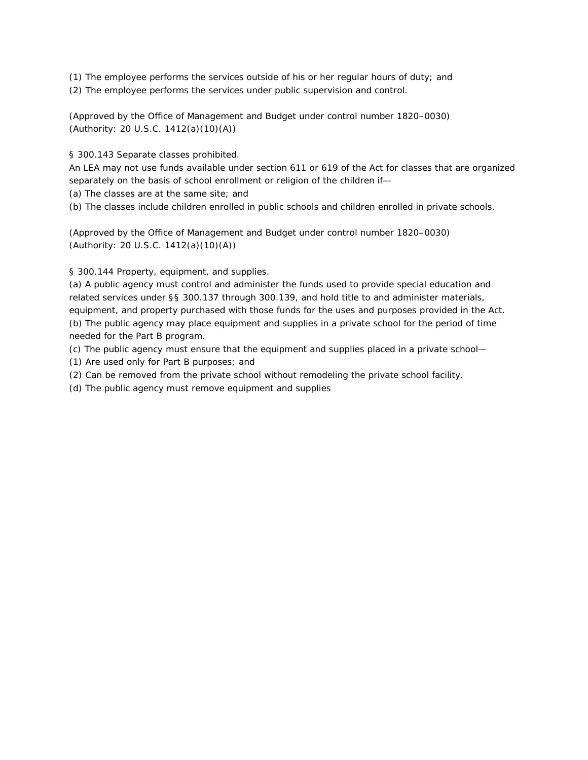(1) The employee performs the services outside of his or her regular hours of duty; and

(2) The employee performs the services under public supervision and control.

(Approved by the Office of Management and Budget under control number 1820–0030)
(Authority: 20 U.S.C. 1412(a)(10)(A))

§ 300.143 Separate classes prohibited.

An LEA may not use funds available under section 611 or 619 of the Act for classes that are organized separately on the basis of school enrollment or religion of the children if—

(a) The classes are at the same site; and

(b) The classes include children enrolled in public schools and children enrolled in private schools.

(Approved by the Office of Management and Budget under control number 1820–0030)
(Authority: 20 U.S.C. 1412(a)(10)(A))

§ 300.144 Property, equipment, and supplies.

(a) A public agency must control and administer the funds used to provide special education and related services under §§ 300.137 through 300.139, and hold title to and administer materials, equipment, and property purchased with those funds for the uses and purposes provided in the Act.

(b) The public agency may place equipment and supplies in a private school for the period of time needed for the Part B program.

(c) The public agency must ensure that the equipment and supplies placed in a private school—

(1) Are used only for Part B purposes; and

(2) Can be removed from the private school without remodeling the private school facility.

(d) The public agency must remove equipment and supplies